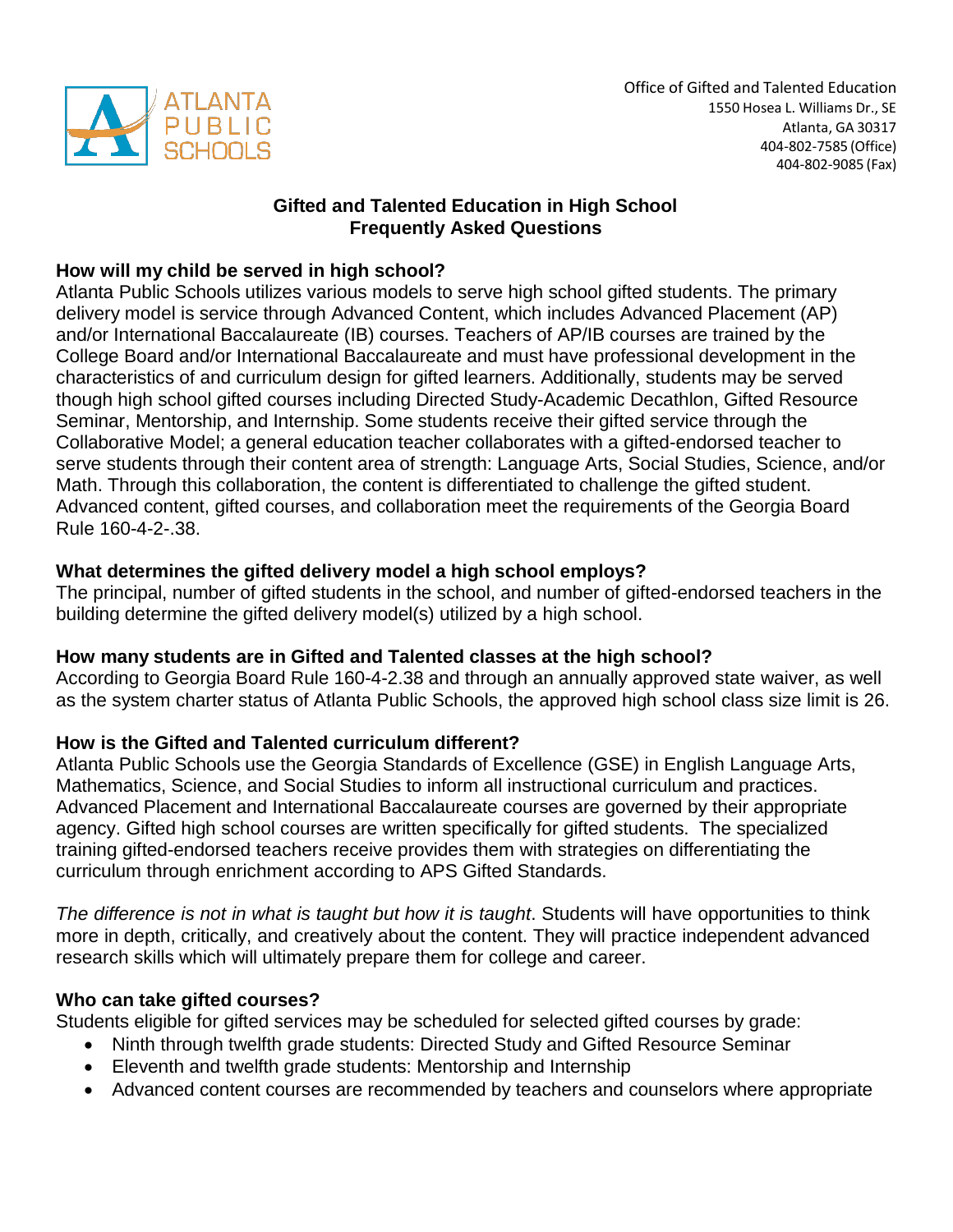ATLANTA PUBLIC SCHOOLS

Office of Gifted and Talented Education
1550 Hosea L. Williams Dr., SE
Atlanta, GA 30317
404-802-7585 (Office)
404-802-9085 (Fax)

# Gifted and Talented Education in High School
# Frequently Asked Questions

### How will my child be served in high school?

Atlanta Public Schools utilizes various models to serve high school gifted students. The primary delivery model is service through Advanced Content, which includes Advanced Placement (AP) and/or International Baccalaureate (IB) courses. Teachers of AP/IB courses are trained by the College Board and/or International Baccalaureate and must have professional development in the characteristics of and curriculum design for gifted learners. Additionally, students may be served though high school gifted courses including Directed Study-Academic Decathlon, Gifted Resource Seminar, Mentorship, and Internship. Some students receive their gifted service through the Collaborative Model; a general education teacher collaborates with a gifted-endorsed teacher to serve students through their content area of strength: Language Arts, Social Studies, Science, and/or Math. Through this collaboration, the content is differentiated to challenge the gifted student. Advanced content, gifted courses, and collaboration meet the requirements of the Georgia Board Rule 160-4-2-.38.

### What determines the gifted delivery model a high school employs?

The principal, number of gifted students in the school, and number of gifted-endorsed teachers in the building determine the gifted delivery model(s) utilized by a high school.

### How many students are in Gifted and Talented classes at the high school?

According to Georgia Board Rule 160-4-2.38 and through an annually approved state waiver, as well as the system charter status of Atlanta Public Schools, the approved high school class size limit is 26.

### How is the Gifted and Talented curriculum different?

Atlanta Public Schools use the Georgia Standards of Excellence (GSE) in English Language Arts, Mathematics, Science, and Social Studies to inform all instructional curriculum and practices. Advanced Placement and International Baccalaureate courses are governed by their appropriate agency. Gifted high school courses are written specifically for gifted students. The specialized training gifted-endorsed teachers receive provides them with strategies on differentiating the curriculum through enrichment according to APS Gifted Standards.

*The difference is not in what is taught but how it is taught*. Students will have opportunities to think more in depth, critically, and creatively about the content. They will practice independent advanced research skills which will ultimately prepare them for college and career.

### Who can take gifted courses?

Students eligible for gifted services may be scheduled for selected gifted courses by grade:

- Ninth through twelfth grade students: Directed Study and Gifted Resource Seminar
- Eleventh and twelfth grade students: Mentorship and Internship
- Advanced content courses are recommended by teachers and counselors where appropriate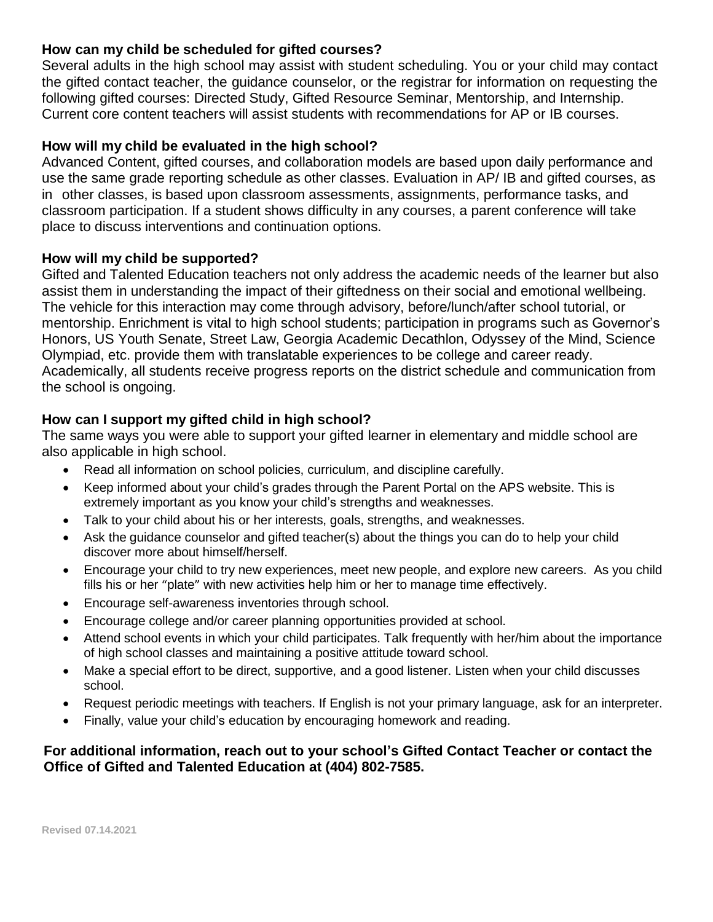**How can my child be scheduled for gifted courses?**

Several adults in the high school may assist with student scheduling. You or your child may contact the gifted contact teacher, the guidance counselor, or the registrar for information on requesting the following gifted courses: Directed Study, Gifted Resource Seminar, Mentorship, and Internship. Current core content teachers will assist students with recommendations for AP or IB courses.

**How will my child be evaluated in the high school?**

Advanced Content, gifted courses, and collaboration models are based upon daily performance and use the same grade reporting schedule as other classes. Evaluation in AP/ IB and gifted courses, as in other classes, is based upon classroom assessments, assignments, performance tasks, and classroom participation. If a student shows difficulty in any courses, a parent conference will take place to discuss interventions and continuation options.

**How will my child be supported?**

Gifted and Talented Education teachers not only address the academic needs of the learner but also assist them in understanding the impact of their giftedness on their social and emotional wellbeing. The vehicle for this interaction may come through advisory, before/lunch/after school tutorial, or mentorship. Enrichment is vital to high school students; participation in programs such as Governor's Honors, US Youth Senate, Street Law, Georgia Academic Decathlon, Odyssey of the Mind, Science Olympiad, etc. provide them with translatable experiences to be college and career ready. Academically, all students receive progress reports on the district schedule and communication from the school is ongoing.

**How can I support my gifted child in high school?**

The same ways you were able to support your gifted learner in elementary and middle school are also applicable in high school.

- Read all information on school policies, curriculum, and discipline carefully.
- Keep informed about your child's grades through the Parent Portal on the APS website. This is extremely important as you know your child's strengths and weaknesses.
- Talk to your child about his or her interests, goals, strengths, and weaknesses.
- Ask the guidance counselor and gifted teacher(s) about the things you can do to help your child discover more about himself/herself.
- Encourage your child to try new experiences, meet new people, and explore new careers. As you child fills his or her "plate" with new activities help him or her to manage time effectively.
- Encourage self-awareness inventories through school.
- Encourage college and/or career planning opportunities provided at school.
- Attend school events in which your child participates. Talk frequently with her/him about the importance of high school classes and maintaining a positive attitude toward school.
- Make a special effort to be direct, supportive, and a good listener. Listen when your child discusses school.
- Request periodic meetings with teachers. If English is not your primary language, ask for an interpreter.
- Finally, value your child's education by encouraging homework and reading.

**For additional information, reach out to your school's Gifted Contact Teacher or contact the Office of Gifted and Talented Education at (404) 802-7585.**

Revised 07.14.2021